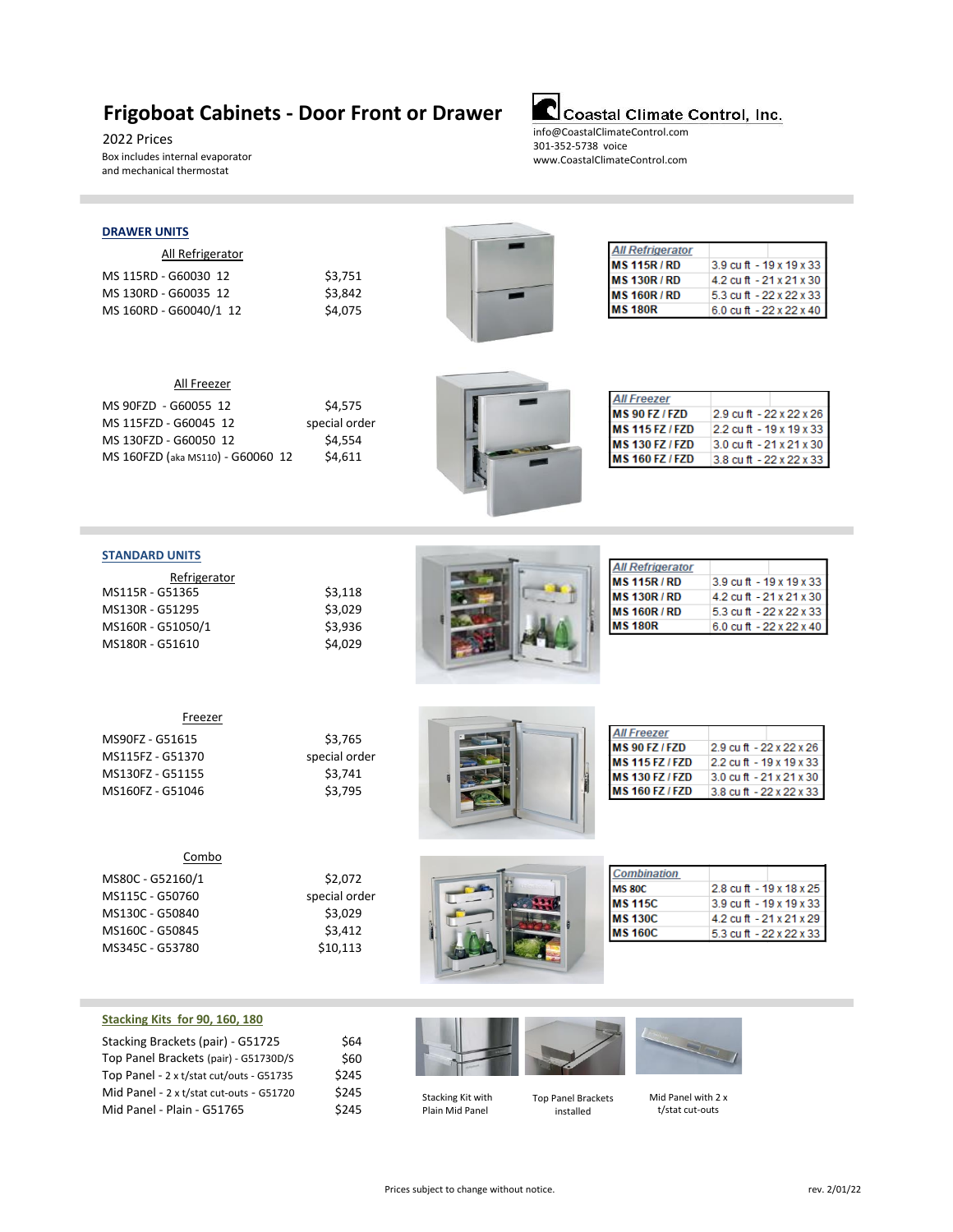# Frigoboat Cabinets - Door Front or Drawer

2022 Prices

Box includes internal evaporator and mechanical thermostat

**Coastal Climate Control, Inc.**

info@CoastalClimateControl.com
301-352-5738 voice
www.CoastalClimateControl.com

## DRAWER UNITS

### All Refrigerator

| Model | Price |
|---|---|
| MS 115RD - G60030 12 | $3,751 |
| MS 130RD - G60035 12 | $3,842 |
| MS 160RD - G60040/1 12 | $4,075 |

| *All Refrigerator* | |
|---|---|
| **MS 115R / RD** | 3.9 cu ft - 19 x 19 x 33 |
| **MS 130R / RD** | 4.2 cu ft - 21 x 21 x 30 |
| **MS 160R / RD** | 5.3 cu ft - 22 x 22 x 33 |
| **MS 180R** | 6.0 cu ft - 22 x 22 x 40 |

### All Freezer

| Model | Price |
|---|---|
| MS 90FZD - G60055 12 | $4,575 |
| MS 115FZD - G60045 12 | special order |
| MS 130FZD - G60050 12 | $4,554 |
| MS 160FZD (aka MS110) - G60060 12 | $4,611 |

| *All Freezer* | |
|---|---|
| **MS 90 FZ / FZD** | 2.9 cu ft - 22 x 22 x 26 |
| **MS 115 FZ / FZD** | 2.2 cu ft - 19 x 19 x 33 |
| **MS 130 FZ / FZD** | 3.0 cu ft - 21 x 21 x 30 |
| **MS 160 FZ / FZD** | 3.8 cu ft - 22 x 22 x 33 |

## STANDARD UNITS

### Refrigerator

| Model | Price |
|---|---|
| MS115R - G51365 | $3,118 |
| MS130R - G51295 | $3,029 |
| MS160R - G51050/1 | $3,936 |
| MS180R - G51610 | $4,029 |

| *All Refrigerator* | |
|---|---|
| **MS 115R / RD** | 3.9 cu ft - 19 x 19 x 33 |
| **MS 130R / RD** | 4.2 cu ft - 21 x 21 x 30 |
| **MS 160R / RD** | 5.3 cu ft - 22 x 22 x 33 |
| **MS 180R** | 6.0 cu ft - 22 x 22 x 40 |

### Freezer

| Model | Price |
|---|---|
| MS90FZ - G51615 | $3,765 |
| MS115FZ - G51370 | special order |
| MS130FZ - G51155 | $3,741 |
| MS160FZ - G51046 | $3,795 |

| *All Freezer* | |
|---|---|
| **MS 90 FZ / FZD** | 2.9 cu ft - 22 x 22 x 26 |
| **MS 115 FZ / FZD** | 2.2 cu ft - 19 x 19 x 33 |
| **MS 130 FZ / FZD** | 3.0 cu ft - 21 x 21 x 30 |
| **MS 160 FZ / FZD** | 3.8 cu ft - 22 x 22 x 33 |

### Combo

| Model | Price |
|---|---|
| MS80C - G52160/1 | $2,072 |
| MS115C - G50760 | special order |
| MS130C - G50840 | $3,029 |
| MS160C - G50845 | $3,412 |
| MS345C - G53780 | $10,113 |

| *Combination* | |
|---|---|
| **MS 80C** | 2.8 cu ft - 19 x 18 x 25 |
| **MS 115C** | 3.9 cu ft - 19 x 19 x 33 |
| **MS 130C** | 4.2 cu ft - 21 x 21 x 29 |
| **MS 160C** | 5.3 cu ft - 22 x 22 x 33 |

## Stacking Kits for 90, 160, 180

| Item | Price |
|---|---|
| Stacking Brackets (pair) - G51725 | $64 |
| Top Panel Brackets (pair) - G51730D/S | $60 |
| Top Panel - 2 x t/stat cut/outs - G51735 | $245 |
| Mid Panel - 2 x t/stat cut-outs - G51720 | $245 |
| Mid Panel - Plain - G51765 | $245 |

Stacking Kit with Plain Mid Panel

Top Panel Brackets installed

Mid Panel with 2 x t/stat cut-outs

Prices subject to change without notice.

rev. 2/01/22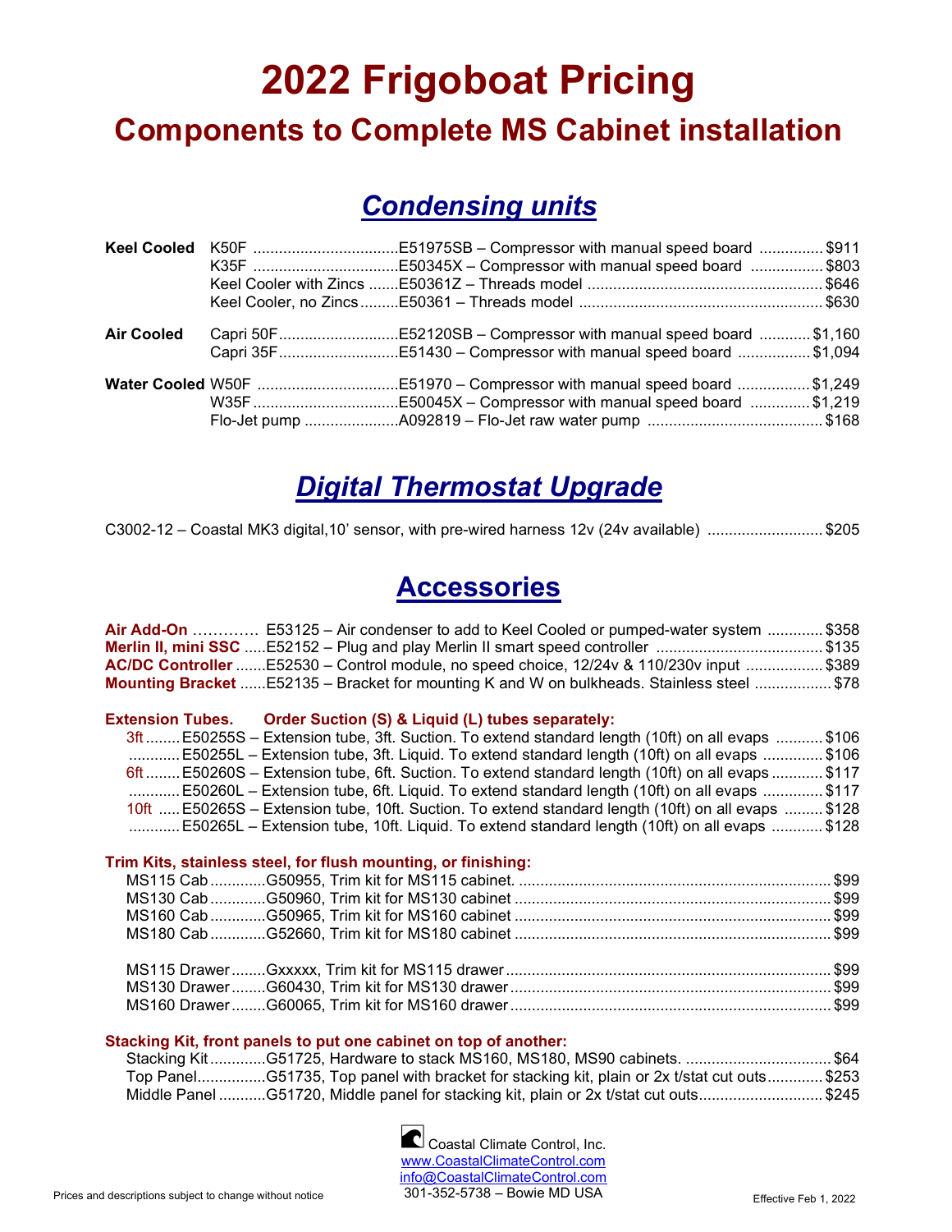# 2022 Frigoboat Pricing

## Components to Complete MS Cabinet installation

## *Condensing units*

| | | | | |
|---|---|---|---|---|
| **Keel Cooled** | K50F | E51975SB – Compressor with manual speed board | $911 |
| | K35F | E50345X – Compressor with manual speed board | $803 |
| | Keel Cooler with Zincs | E50361Z – Threads model | $646 |
| | Keel Cooler, no Zincs | E50361 – Threads model | $630 |
| **Air Cooled** | Capri 50F | E52120SB – Compressor with manual speed board | $1,160 |
| | Capri 35F | E51430 – Compressor with manual speed board | $1,094 |
| **Water Cooled** | W50F | E51970 – Compressor with manual speed board | $1,249 |
| | W35F | E50045X – Compressor with manual speed board | $1,219 |
| | Flo-Jet pump | A092819 – Flo-Jet raw water pump | $168 |

## *Digital Thermostat Upgrade*

C3002-12 – Coastal MK3 digital,10' sensor, with pre-wired harness 12v (24v available) .......... $205

## Accessories

**Air Add-On** ............ E53125 – Air condenser to add to Keel Cooled or pumped-water system ............ $358
**Merlin II, mini SSC** ..... E52152 – Plug and play Merlin II smart speed controller ............ $135
**AC/DC Controller** ....... E52530 – Control module, no speed choice, 12/24v & 110/230v input ............ $389
**Mounting Bracket** ...... E52135 – Bracket for mounting K and W on bulkheads. Stainless steel ............ $78

**Extension Tubes. Order Suction (S) & Liquid (L) tubes separately:**

| | | |
|---|---|---|
| 3ft | E50255S – Extension tube, 3ft. Suction. To extend standard length (10ft) on all evaps | $106 |
| | E50255L – Extension tube, 3ft. Liquid. To extend standard length (10ft) on all evaps | $106 |
| 6ft | E50260S – Extension tube, 6ft. Suction. To extend standard length (10ft) on all evaps | $117 |
| | E50260L – Extension tube, 6ft. Liquid. To extend standard length (10ft) on all evaps | $117 |
| 10ft | E50265S – Extension tube, 10ft. Suction. To extend standard length (10ft) on all evaps | $128 |
| | E50265L – Extension tube, 10ft. Liquid. To extend standard length (10ft) on all evaps | $128 |

**Trim Kits, stainless steel, for flush mounting, or finishing:**

| | | |
|---|---|---|
| MS115 Cab | G50955, Trim kit for MS115 cabinet. | $99 |
| MS130 Cab | G50960, Trim kit for MS130 cabinet | $99 |
| MS160 Cab | G50965, Trim kit for MS160 cabinet | $99 |
| MS180 Cab | G52660, Trim kit for MS180 cabinet | $99 |
| MS115 Drawer | Gxxxxx, Trim kit for MS115 drawer | $99 |
| MS130 Drawer | G60430, Trim kit for MS130 drawer | $99 |
| MS160 Drawer | G60065, Trim kit for MS160 drawer | $99 |

**Stacking Kit, front panels to put one cabinet on top of another:**

| | | |
|---|---|---|
| Stacking Kit | G51725, Hardware to stack MS160, MS180, MS90 cabinets. | $64 |
| Top Panel | G51735, Top panel with bracket for stacking kit, plain or 2x t/stat cut outs | $253 |
| Middle Panel | G51720, Middle panel for stacking kit, plain or 2x t/stat cut outs | $245 |

Coastal Climate Control, Inc.
www.CoastalClimateControl.com
info@CoastalClimateControl.com
301-352-5738 – Bowie MD USA

Prices and descriptions subject to change without notice

Effective Feb 1, 2022